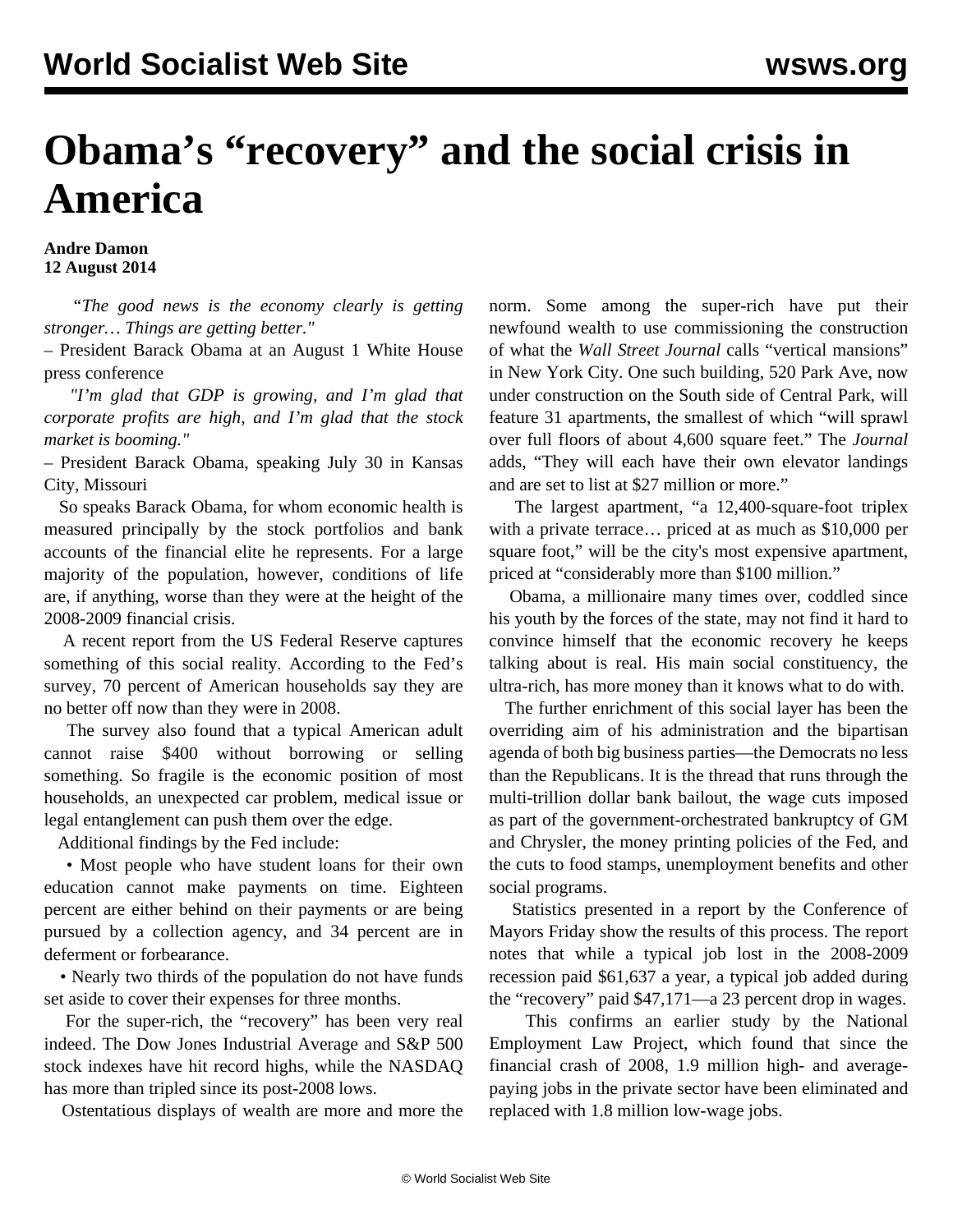# Obama's "recovery" and the social crisis in America

**Andre Damon**
**12 August 2014**

*"The good news is the economy clearly is getting stronger… Things are getting better."*

– President Barack Obama at an August 1 White House press conference

*"I'm glad that GDP is growing, and I'm glad that corporate profits are high, and I'm glad that the stock market is booming."*

– President Barack Obama, speaking July 30 in Kansas City, Missouri

So speaks Barack Obama, for whom economic health is measured principally by the stock portfolios and bank accounts of the financial elite he represents. For a large majority of the population, however, conditions of life are, if anything, worse than they were at the height of the 2008-2009 financial crisis.

A recent report from the US Federal Reserve captures something of this social reality. According to the Fed's survey, 70 percent of American households say they are no better off now than they were in 2008.

The survey also found that a typical American adult cannot raise $400 without borrowing or selling something. So fragile is the economic position of most households, an unexpected car problem, medical issue or legal entanglement can push them over the edge.

Additional findings by the Fed include:

- Most people who have student loans for their own education cannot make payments on time. Eighteen percent are either behind on their payments or are being pursued by a collection agency, and 34 percent are in deferment or forbearance.
- Nearly two thirds of the population do not have funds set aside to cover their expenses for three months.

For the super-rich, the "recovery" has been very real indeed. The Dow Jones Industrial Average and S&P 500 stock indexes have hit record highs, while the NASDAQ has more than tripled since its post-2008 lows.

Ostentatious displays of wealth are more and more the norm. Some among the super-rich have put their newfound wealth to use commissioning the construction of what the *Wall Street Journal* calls "vertical mansions" in New York City. One such building, 520 Park Ave, now under construction on the South side of Central Park, will feature 31 apartments, the smallest of which "will sprawl over full floors of about 4,600 square feet." The *Journal* adds, "They will each have their own elevator landings and are set to list at $27 million or more."

The largest apartment, "a 12,400-square-foot triplex with a private terrace… priced at as much as $10,000 per square foot," will be the city's most expensive apartment, priced at "considerably more than $100 million."

Obama, a millionaire many times over, coddled since his youth by the forces of the state, may not find it hard to convince himself that the economic recovery he keeps talking about is real. His main social constituency, the ultra-rich, has more money than it knows what to do with.

The further enrichment of this social layer has been the overriding aim of his administration and the bipartisan agenda of both big business parties—the Democrats no less than the Republicans. It is the thread that runs through the multi-trillion dollar bank bailout, the wage cuts imposed as part of the government-orchestrated bankruptcy of GM and Chrysler, the money printing policies of the Fed, and the cuts to food stamps, unemployment benefits and other social programs.

Statistics presented in a report by the Conference of Mayors Friday show the results of this process. The report notes that while a typical job lost in the 2008-2009 recession paid $61,637 a year, a typical job added during the "recovery" paid $47,171—a 23 percent drop in wages.

This confirms an earlier study by the National Employment Law Project, which found that since the financial crash of 2008, 1.9 million high- and average-paying jobs in the private sector have been eliminated and replaced with 1.8 million low-wage jobs.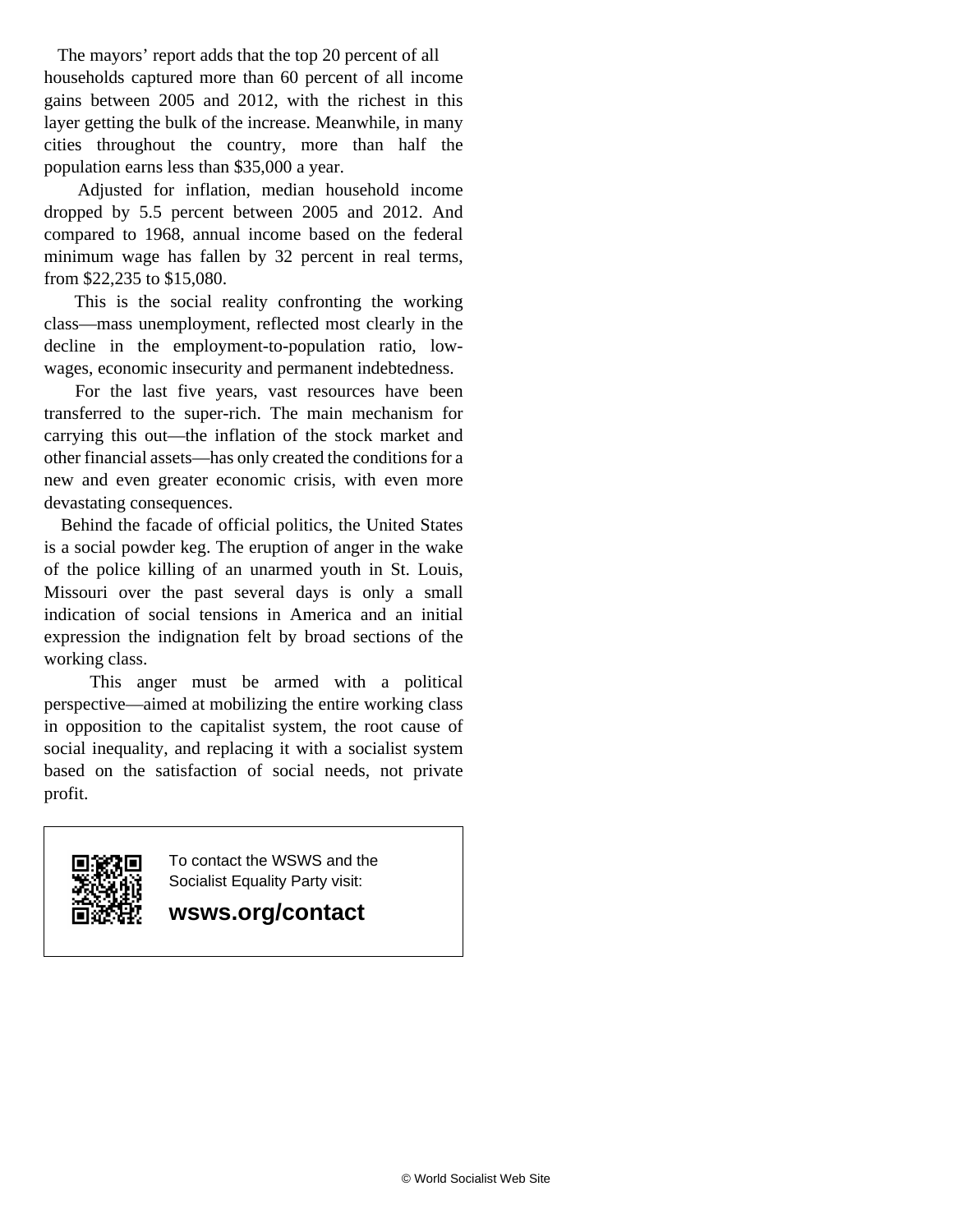The mayors' report adds that the top 20 percent of all households captured more than 60 percent of all income gains between 2005 and 2012, with the richest in this layer getting the bulk of the increase. Meanwhile, in many cities throughout the country, more than half the population earns less than $35,000 a year.

Adjusted for inflation, median household income dropped by 5.5 percent between 2005 and 2012. And compared to 1968, annual income based on the federal minimum wage has fallen by 32 percent in real terms, from $22,235 to $15,080.

This is the social reality confronting the working class—mass unemployment, reflected most clearly in the decline in the employment-to-population ratio, low-wages, economic insecurity and permanent indebtedness.

For the last five years, vast resources have been transferred to the super-rich. The main mechanism for carrying this out—the inflation of the stock market and other financial assets—has only created the conditions for a new and even greater economic crisis, with even more devastating consequences.

Behind the facade of official politics, the United States is a social powder keg. The eruption of anger in the wake of the police killing of an unarmed youth in St. Louis, Missouri over the past several days is only a small indication of social tensions in America and an initial expression the indignation felt by broad sections of the working class.

This anger must be armed with a political perspective—aimed at mobilizing the entire working class in opposition to the capitalist system, the root cause of social inequality, and replacing it with a socialist system based on the satisfaction of social needs, not private profit.

To contact the WSWS and the Socialist Equality Party visit:

**wsws.org/contact**

© World Socialist Web Site